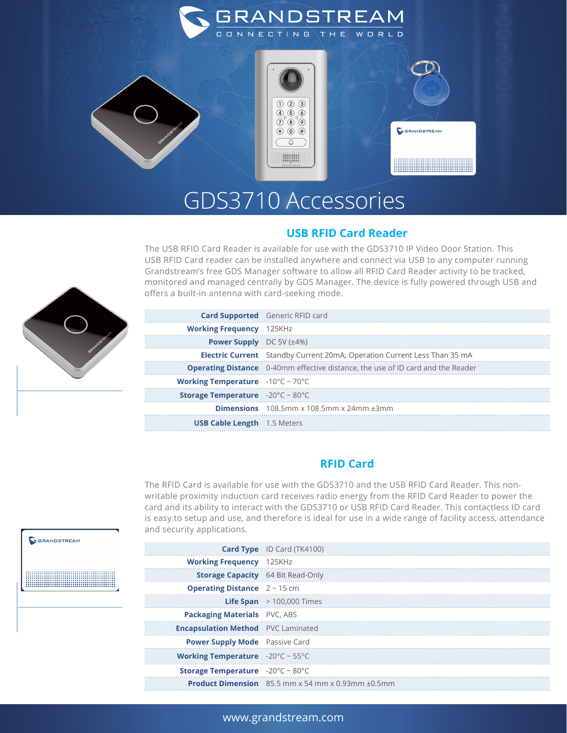# GDS3710 Accessories

## USB RFID Card Reader

The USB RFID Card Reader is available for use with the GDS3710 IP Video Door Station. This USB RFID Card reader can be installed anywhere and connect via USB to any computer running Grandstream's free GDS Manager software to allow all RFID Card Reader activity to be tracked, monitored and managed centrally by GDS Manager. The device is fully powered through USB and offers a built-in antenna with card-seeking mode.

| | |
|---|---|
| **Card Supported** | Generic RFID card |
| **Working Frequency** | 125KHz |
| **Power Supply** | DC 5V (±4%) |
| **Electric Current** | Standby Current 20mA; Operation Current Less Than 35 mA |
| **Operating Distance** | 0-40mm effective distance, the use of ID card and the Reader |
| **Working Temperature** | -10°C ~ 70°C |
| **Storage Temperature** | -20°C ~ 80°C |
| **Dimensions** | 108.5mm x 108.5mm x 24mm ±3mm |
| **USB Cable Length** | 1.5 Meters |

## RFID Card

The RFID Card is available for use with the GDS3710 and the USB RFID Card Reader. This non-writable proximity induction card receives radio energy from the RFID Card Reader to power the card and its ability to interact with the GDS3710 or USB RFID Card Reader. This contactless ID card is easy to setup and use, and therefore is ideal for use in a wide range of facility access, attendance and security applications.

| | |
|---|---|
| **Card Type** | ID Card (TK4100) |
| **Working Frequency** | 125KHz |
| **Storage Capacity** | 64 Bit Read-Only |
| **Operating Distance** | 2 ~ 15 cm |
| **Life Span** | > 100,000 Times |
| **Packaging Materials** | PVC, ABS |
| **Encapsulation Method** | PVC Laminated |
| **Power Supply Mode** | Passive Card |
| **Working Temperature** | -20°C ~ 55°C |
| **Storage Temperature** | -20°C ~ 80°C |
| **Product Dimension** | 85.5 mm x 54 mm x 0.93mm ±0.5mm |

www.grandstream.com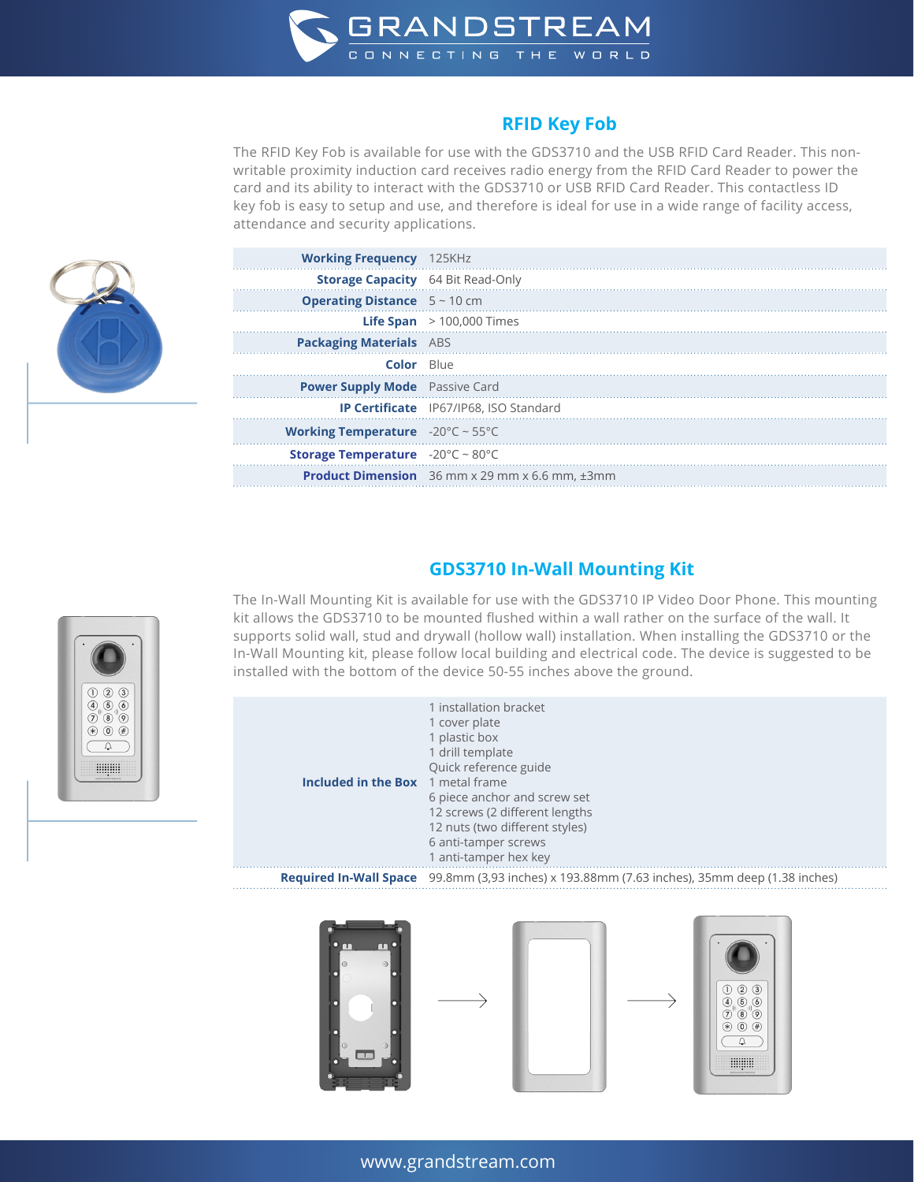## RFID Key Fob

The RFID Key Fob is available for use with the GDS3710 and the USB RFID Card Reader. This non-writable proximity induction card receives radio energy from the RFID Card Reader to power the card and its ability to interact with the GDS3710 or USB RFID Card Reader. This contactless ID key fob is easy to setup and use, and therefore is ideal for use in a wide range of facility access, attendance and security applications.

| | |
|---|---|
| **Working Frequency** | 125KHz |
| **Storage Capacity** | 64 Bit Read-Only |
| **Operating Distance** | 5 ~ 10 cm |
| **Life Span** | > 100,000 Times |
| **Packaging Materials** | ABS |
| **Color** | Blue |
| **Power Supply Mode** | Passive Card |
| **IP Certificate** | IP67/IP68, ISO Standard |
| **Working Temperature** | -20°C ~ 55°C |
| **Storage Temperature** | -20°C ~ 80°C |
| **Product Dimension** | 36 mm x 29 mm x 6.6 mm, ±3mm |

## GDS3710 In-Wall Mounting Kit

The In-Wall Mounting Kit is available for use with the GDS3710 IP Video Door Phone. This mounting kit allows the GDS3710 to be mounted flushed within a wall rather on the surface of the wall. It supports solid wall, stud and drywall (hollow wall) installation. When installing the GDS3710 or the In-Wall Mounting kit, please follow local building and electrical code. The device is suggested to be installed with the bottom of the device 50-55 inches above the ground.

| | |
|---|---|
| **Included in the Box** | 1 installation bracket<br>1 cover plate<br>1 plastic box<br>1 drill template<br>Quick reference guide<br>1 metal frame<br>6 piece anchor and screw set<br>12 screws (2 different lengths<br>12 nuts (two different styles)<br>6 anti-tamper screws<br>1 anti-tamper hex key |
| **Required In-Wall Space** | 99.8mm (3,93 inches) x 193.88mm (7.63 inches), 35mm deep (1.38 inches) |